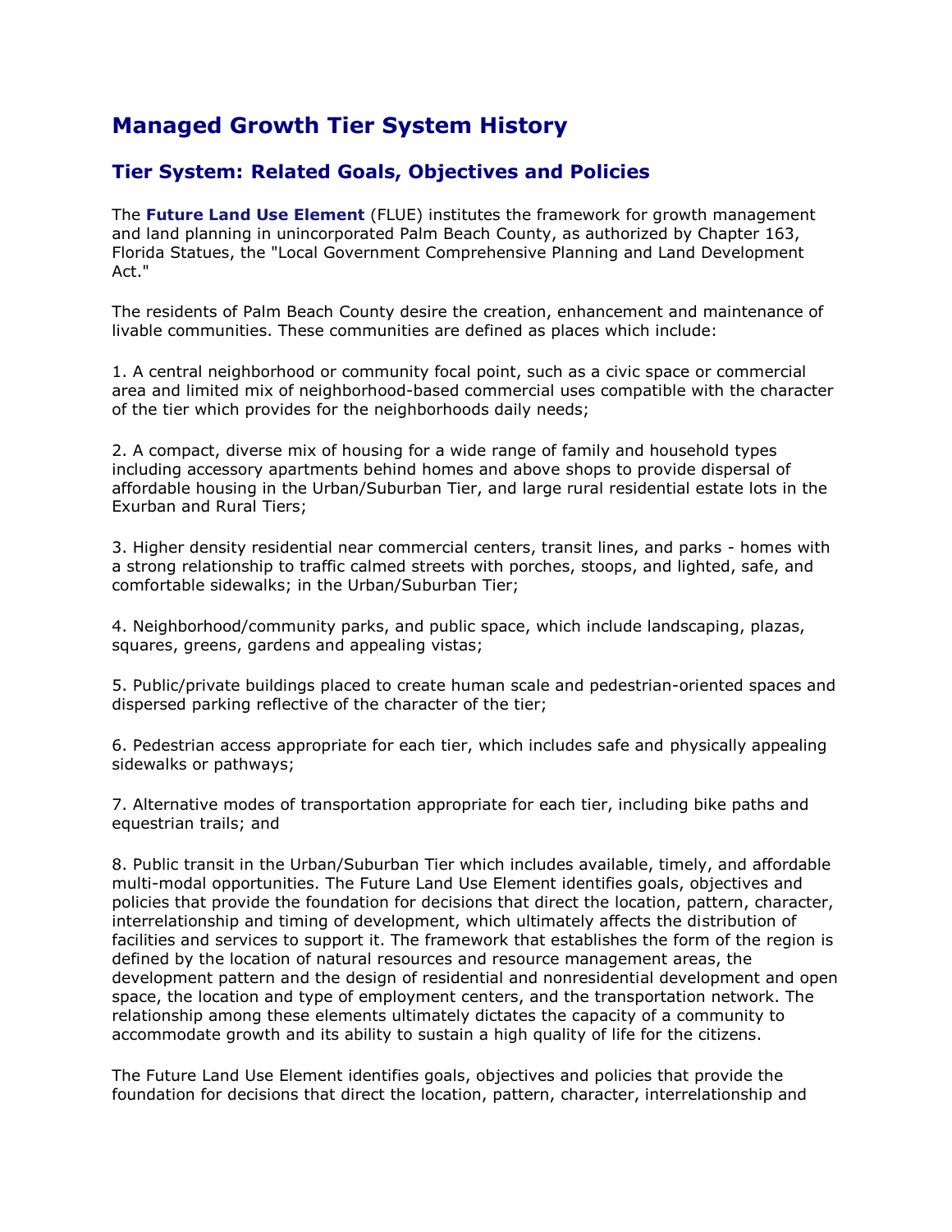# Managed Growth Tier System History

## Tier System: Related Goals, Objectives and Policies

The **Future Land Use Element** (FLUE) institutes the framework for growth management and land planning in unincorporated Palm Beach County, as authorized by Chapter 163, Florida Statues, the "Local Government Comprehensive Planning and Land Development Act."

The residents of Palm Beach County desire the creation, enhancement and maintenance of livable communities. These communities are defined as places which include:

1. A central neighborhood or community focal point, such as a civic space or commercial area and limited mix of neighborhood-based commercial uses compatible with the character of the tier which provides for the neighborhoods daily needs;

2. A compact, diverse mix of housing for a wide range of family and household types including accessory apartments behind homes and above shops to provide dispersal of affordable housing in the Urban/Suburban Tier, and large rural residential estate lots in the Exurban and Rural Tiers;

3. Higher density residential near commercial centers, transit lines, and parks - homes with a strong relationship to traffic calmed streets with porches, stoops, and lighted, safe, and comfortable sidewalks; in the Urban/Suburban Tier;

4. Neighborhood/community parks, and public space, which include landscaping, plazas, squares, greens, gardens and appealing vistas;

5. Public/private buildings placed to create human scale and pedestrian-oriented spaces and dispersed parking reflective of the character of the tier;

6. Pedestrian access appropriate for each tier, which includes safe and physically appealing sidewalks or pathways;

7. Alternative modes of transportation appropriate for each tier, including bike paths and equestrian trails; and

8. Public transit in the Urban/Suburban Tier which includes available, timely, and affordable multi-modal opportunities. The Future Land Use Element identifies goals, objectives and policies that provide the foundation for decisions that direct the location, pattern, character, interrelationship and timing of development, which ultimately affects the distribution of facilities and services to support it. The framework that establishes the form of the region is defined by the location of natural resources and resource management areas, the development pattern and the design of residential and nonresidential development and open space, the location and type of employment centers, and the transportation network. The relationship among these elements ultimately dictates the capacity of a community to accommodate growth and its ability to sustain a high quality of life for the citizens.

The Future Land Use Element identifies goals, objectives and policies that provide the foundation for decisions that direct the location, pattern, character, interrelationship and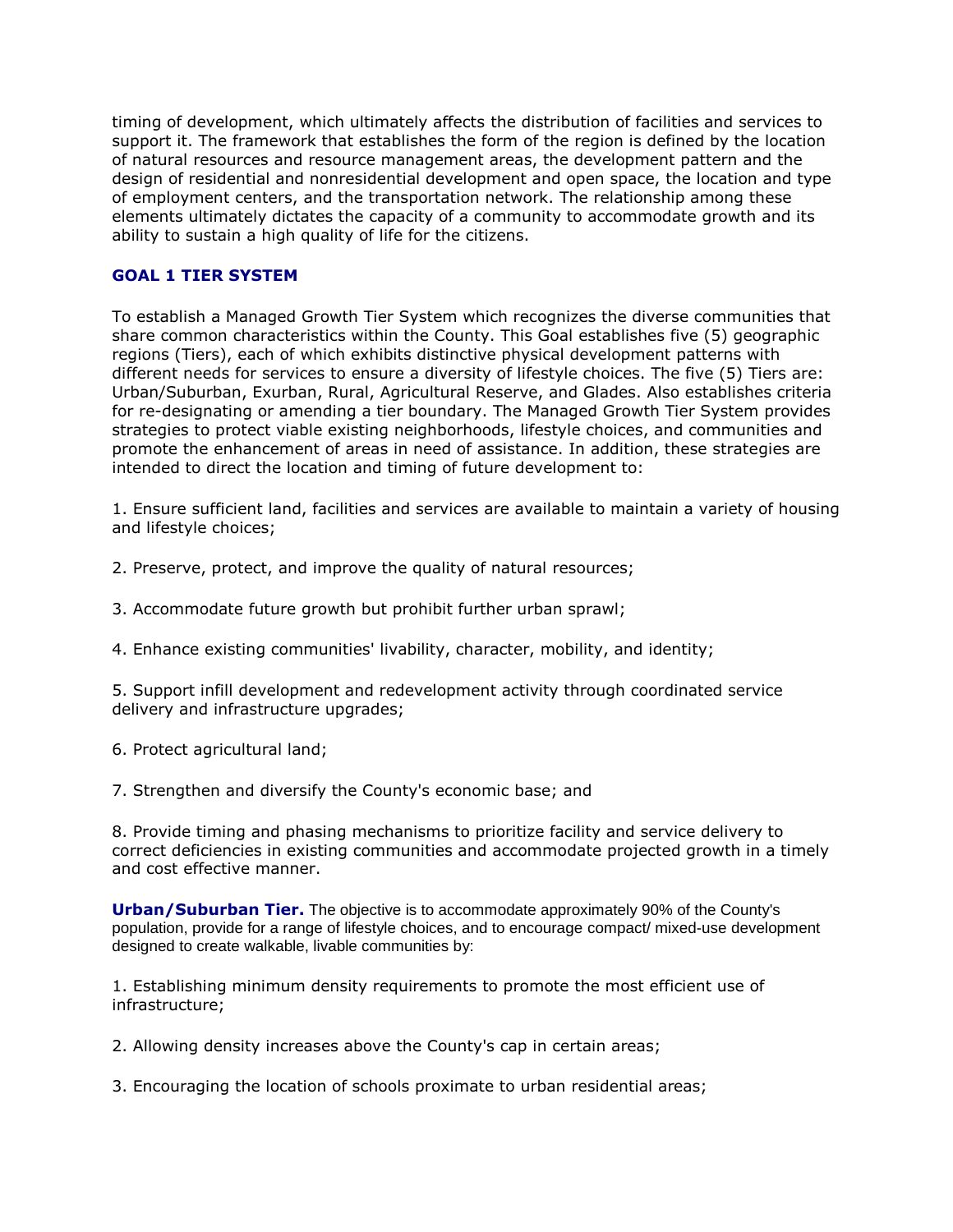timing of development, which ultimately affects the distribution of facilities and services to support it. The framework that establishes the form of the region is defined by the location of natural resources and resource management areas, the development pattern and the design of residential and nonresidential development and open space, the location and type of employment centers, and the transportation network. The relationship among these elements ultimately dictates the capacity of a community to accommodate growth and its ability to sustain a high quality of life for the citizens.

### GOAL 1 TIER SYSTEM

To establish a Managed Growth Tier System which recognizes the diverse communities that share common characteristics within the County. This Goal establishes five (5) geographic regions (Tiers), each of which exhibits distinctive physical development patterns with different needs for services to ensure a diversity of lifestyle choices. The five (5) Tiers are: Urban/Suburban, Exurban, Rural, Agricultural Reserve, and Glades. Also establishes criteria for re-designating or amending a tier boundary. The Managed Growth Tier System provides strategies to protect viable existing neighborhoods, lifestyle choices, and communities and promote the enhancement of areas in need of assistance. In addition, these strategies are intended to direct the location and timing of future development to:

1. Ensure sufficient land, facilities and services are available to maintain a variety of housing and lifestyle choices;

2. Preserve, protect, and improve the quality of natural resources;

3. Accommodate future growth but prohibit further urban sprawl;

4. Enhance existing communities' livability, character, mobility, and identity;

5. Support infill development and redevelopment activity through coordinated service delivery and infrastructure upgrades;

6. Protect agricultural land;

7. Strengthen and diversify the County's economic base; and

8. Provide timing and phasing mechanisms to prioritize facility and service delivery to correct deficiencies in existing communities and accommodate projected growth in a timely and cost effective manner.

**Urban/Suburban Tier.** The objective is to accommodate approximately 90% of the County's population, provide for a range of lifestyle choices, and to encourage compact/ mixed-use development designed to create walkable, livable communities by:

1. Establishing minimum density requirements to promote the most efficient use of infrastructure;

2. Allowing density increases above the County's cap in certain areas;

3. Encouraging the location of schools proximate to urban residential areas;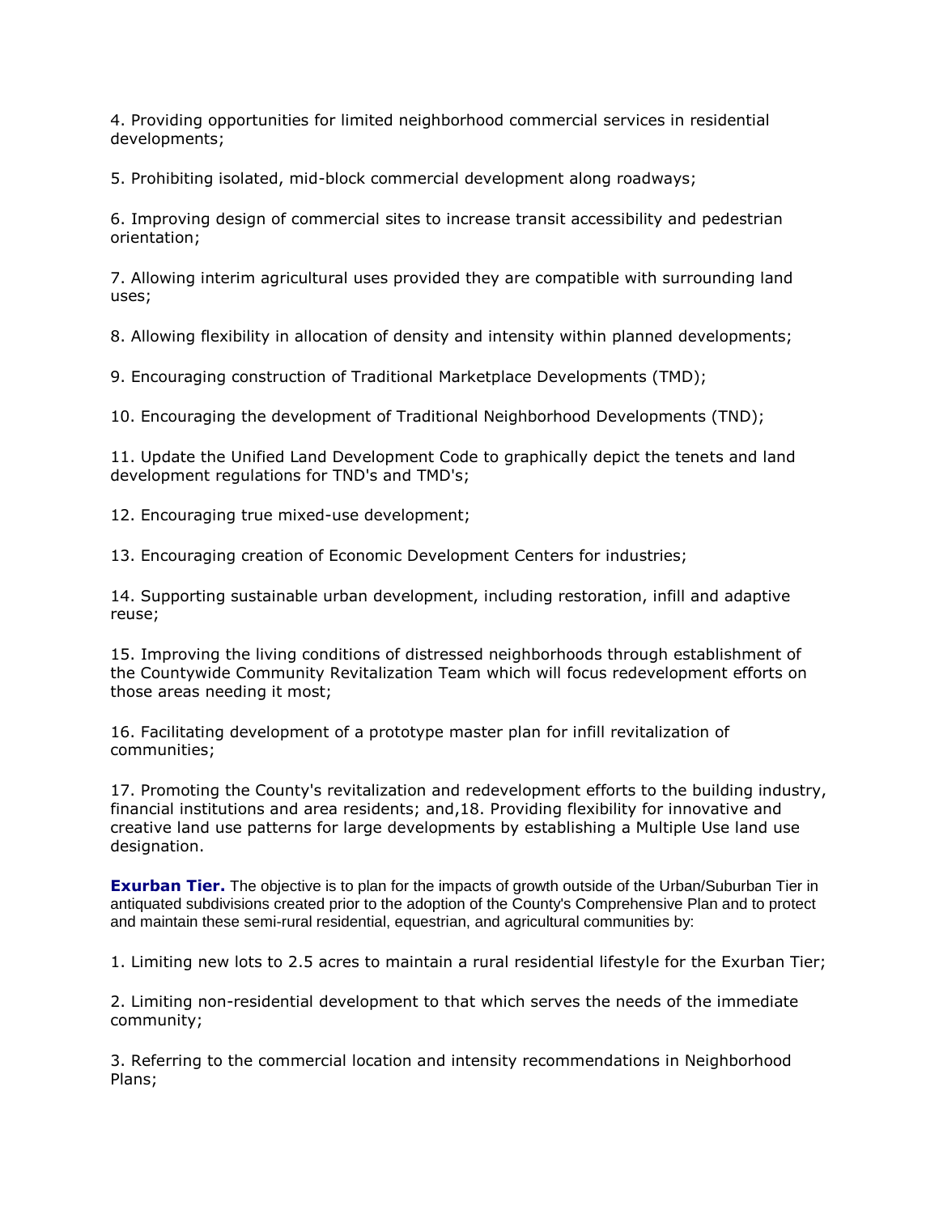4. Providing opportunities for limited neighborhood commercial services in residential developments;

5. Prohibiting isolated, mid-block commercial development along roadways;

6. Improving design of commercial sites to increase transit accessibility and pedestrian orientation;

7. Allowing interim agricultural uses provided they are compatible with surrounding land uses;

8. Allowing flexibility in allocation of density and intensity within planned developments;

9. Encouraging construction of Traditional Marketplace Developments (TMD);

10. Encouraging the development of Traditional Neighborhood Developments (TND);

11. Update the Unified Land Development Code to graphically depict the tenets and land development regulations for TND's and TMD's;

12. Encouraging true mixed-use development;

13. Encouraging creation of Economic Development Centers for industries;

14. Supporting sustainable urban development, including restoration, infill and adaptive reuse;

15. Improving the living conditions of distressed neighborhoods through establishment of the Countywide Community Revitalization Team which will focus redevelopment efforts on those areas needing it most;

16. Facilitating development of a prototype master plan for infill revitalization of communities;

17. Promoting the County's revitalization and redevelopment efforts to the building industry, financial institutions and area residents; and,18. Providing flexibility for innovative and creative land use patterns for large developments by establishing a Multiple Use land use designation.

**Exurban Tier.** The objective is to plan for the impacts of growth outside of the Urban/Suburban Tier in antiquated subdivisions created prior to the adoption of the County's Comprehensive Plan and to protect and maintain these semi-rural residential, equestrian, and agricultural communities by:

1. Limiting new lots to 2.5 acres to maintain a rural residential lifestyle for the Exurban Tier;

2. Limiting non-residential development to that which serves the needs of the immediate community;

3. Referring to the commercial location and intensity recommendations in Neighborhood Plans;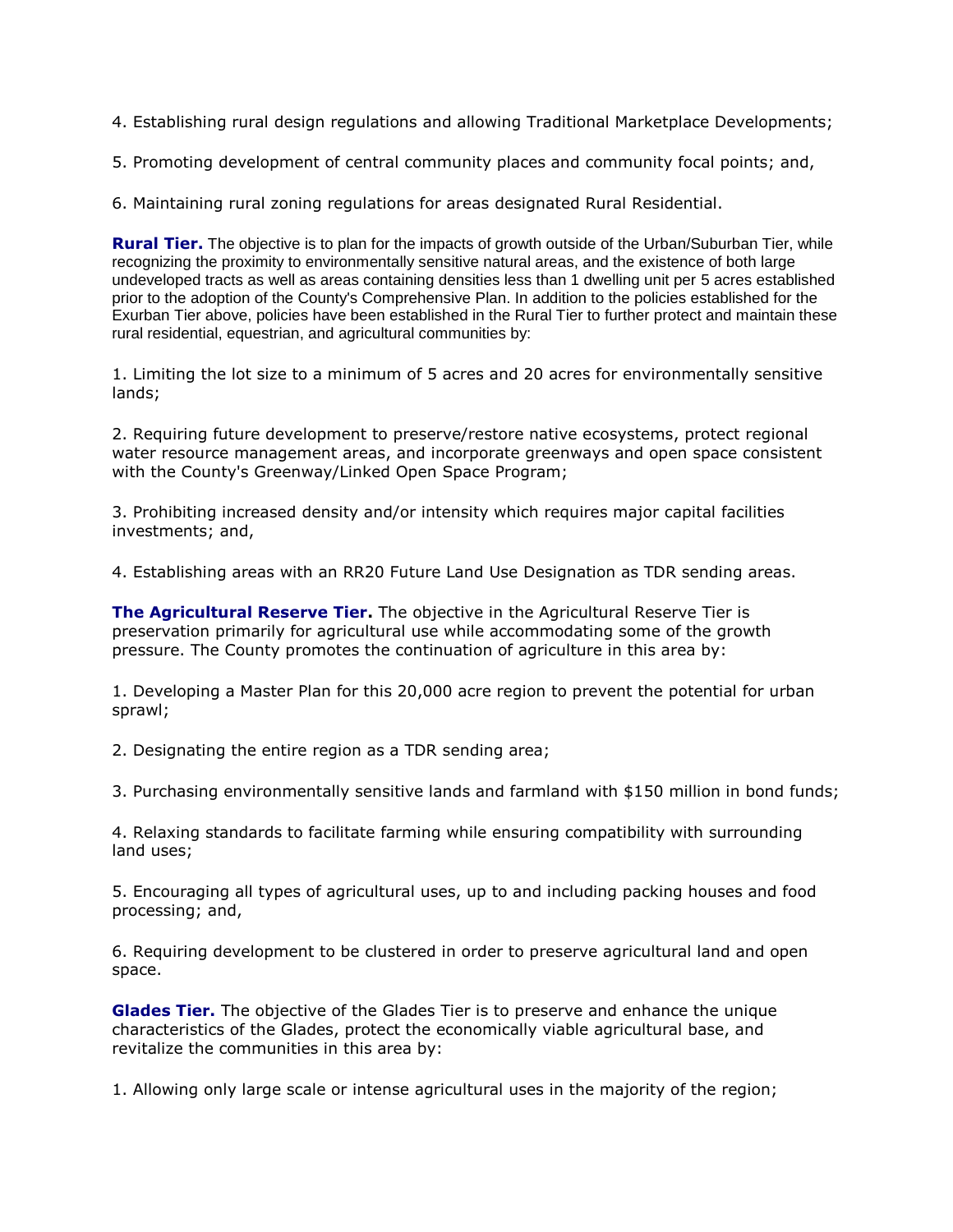4. Establishing rural design regulations and allowing Traditional Marketplace Developments;

5. Promoting development of central community places and community focal points; and,

6. Maintaining rural zoning regulations for areas designated Rural Residential.

**Rural Tier.** The objective is to plan for the impacts of growth outside of the Urban/Suburban Tier, while recognizing the proximity to environmentally sensitive natural areas, and the existence of both large undeveloped tracts as well as areas containing densities less than 1 dwelling unit per 5 acres established prior to the adoption of the County's Comprehensive Plan. In addition to the policies established for the Exurban Tier above, policies have been established in the Rural Tier to further protect and maintain these rural residential, equestrian, and agricultural communities by:

1. Limiting the lot size to a minimum of 5 acres and 20 acres for environmentally sensitive lands;

2. Requiring future development to preserve/restore native ecosystems, protect regional water resource management areas, and incorporate greenways and open space consistent with the County's Greenway/Linked Open Space Program;

3. Prohibiting increased density and/or intensity which requires major capital facilities investments; and,

4. Establishing areas with an RR20 Future Land Use Designation as TDR sending areas.

**The Agricultural Reserve Tier.** The objective in the Agricultural Reserve Tier is preservation primarily for agricultural use while accommodating some of the growth pressure. The County promotes the continuation of agriculture in this area by:

1. Developing a Master Plan for this 20,000 acre region to prevent the potential for urban sprawl;

2. Designating the entire region as a TDR sending area;

3. Purchasing environmentally sensitive lands and farmland with $150 million in bond funds;

4. Relaxing standards to facilitate farming while ensuring compatibility with surrounding land uses;

5. Encouraging all types of agricultural uses, up to and including packing houses and food processing; and,

6. Requiring development to be clustered in order to preserve agricultural land and open space.

**Glades Tier.** The objective of the Glades Tier is to preserve and enhance the unique characteristics of the Glades, protect the economically viable agricultural base, and revitalize the communities in this area by:

1. Allowing only large scale or intense agricultural uses in the majority of the region;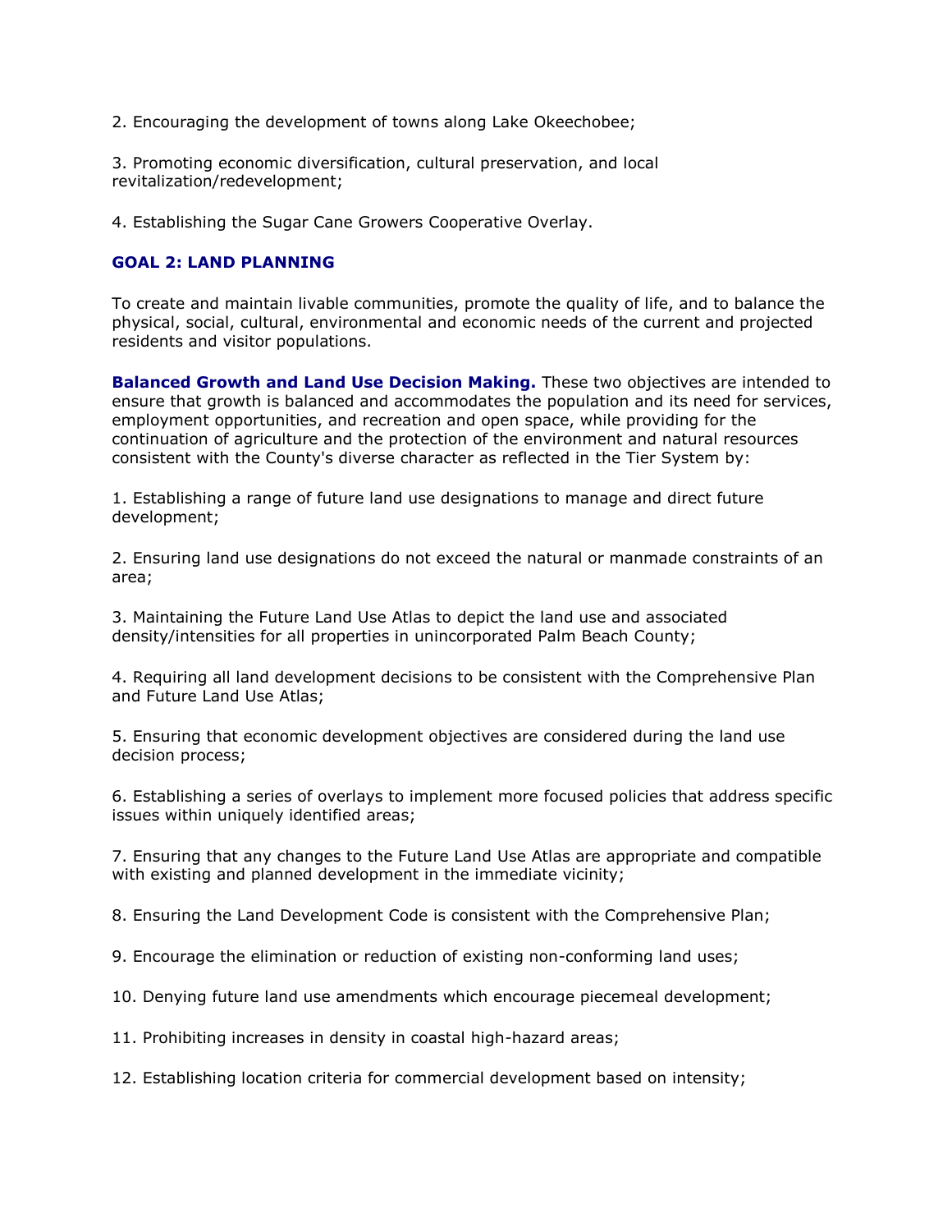2. Encouraging the development of towns along Lake Okeechobee;

3. Promoting economic diversification, cultural preservation, and local revitalization/redevelopment;

4. Establishing the Sugar Cane Growers Cooperative Overlay.

### GOAL 2: LAND PLANNING

To create and maintain livable communities, promote the quality of life, and to balance the physical, social, cultural, environmental and economic needs of the current and projected residents and visitor populations.

**Balanced Growth and Land Use Decision Making.** These two objectives are intended to ensure that growth is balanced and accommodates the population and its need for services, employment opportunities, and recreation and open space, while providing for the continuation of agriculture and the protection of the environment and natural resources consistent with the County's diverse character as reflected in the Tier System by:

1. Establishing a range of future land use designations to manage and direct future development;

2. Ensuring land use designations do not exceed the natural or manmade constraints of an area;

3. Maintaining the Future Land Use Atlas to depict the land use and associated density/intensities for all properties in unincorporated Palm Beach County;

4. Requiring all land development decisions to be consistent with the Comprehensive Plan and Future Land Use Atlas;

5. Ensuring that economic development objectives are considered during the land use decision process;

6. Establishing a series of overlays to implement more focused policies that address specific issues within uniquely identified areas;

7. Ensuring that any changes to the Future Land Use Atlas are appropriate and compatible with existing and planned development in the immediate vicinity;

8. Ensuring the Land Development Code is consistent with the Comprehensive Plan;

9. Encourage the elimination or reduction of existing non-conforming land uses;

10. Denying future land use amendments which encourage piecemeal development;

11. Prohibiting increases in density in coastal high-hazard areas;

12. Establishing location criteria for commercial development based on intensity;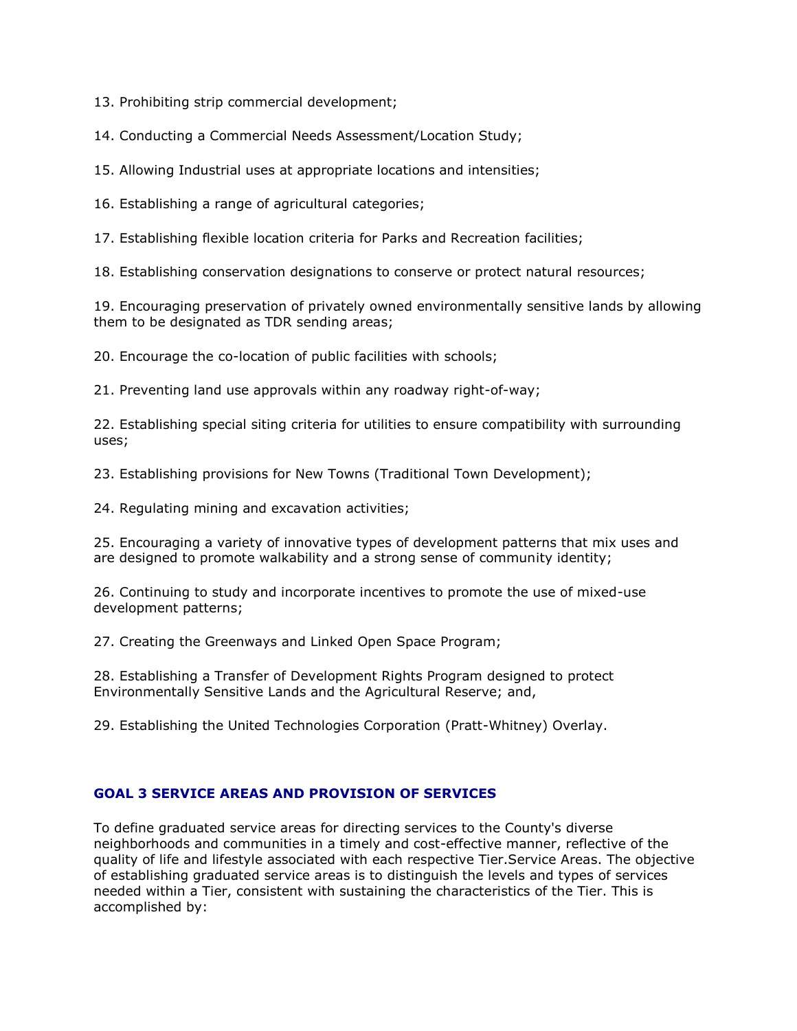13. Prohibiting strip commercial development;

14. Conducting a Commercial Needs Assessment/Location Study;

15. Allowing Industrial uses at appropriate locations and intensities;

16. Establishing a range of agricultural categories;

17. Establishing flexible location criteria for Parks and Recreation facilities;

18. Establishing conservation designations to conserve or protect natural resources;

19. Encouraging preservation of privately owned environmentally sensitive lands by allowing them to be designated as TDR sending areas;

20. Encourage the co-location of public facilities with schools;

21. Preventing land use approvals within any roadway right-of-way;

22. Establishing special siting criteria for utilities to ensure compatibility with surrounding uses;

23. Establishing provisions for New Towns (Traditional Town Development);

24. Regulating mining and excavation activities;

25. Encouraging a variety of innovative types of development patterns that mix uses and are designed to promote walkability and a strong sense of community identity;

26. Continuing to study and incorporate incentives to promote the use of mixed-use development patterns;

27. Creating the Greenways and Linked Open Space Program;

28. Establishing a Transfer of Development Rights Program designed to protect Environmentally Sensitive Lands and the Agricultural Reserve; and,

29. Establishing the United Technologies Corporation (Pratt-Whitney) Overlay.

## GOAL 3 SERVICE AREAS AND PROVISION OF SERVICES

To define graduated service areas for directing services to the County's diverse neighborhoods and communities in a timely and cost-effective manner, reflective of the quality of life and lifestyle associated with each respective Tier.Service Areas. The objective of establishing graduated service areas is to distinguish the levels and types of services needed within a Tier, consistent with sustaining the characteristics of the Tier. This is accomplished by: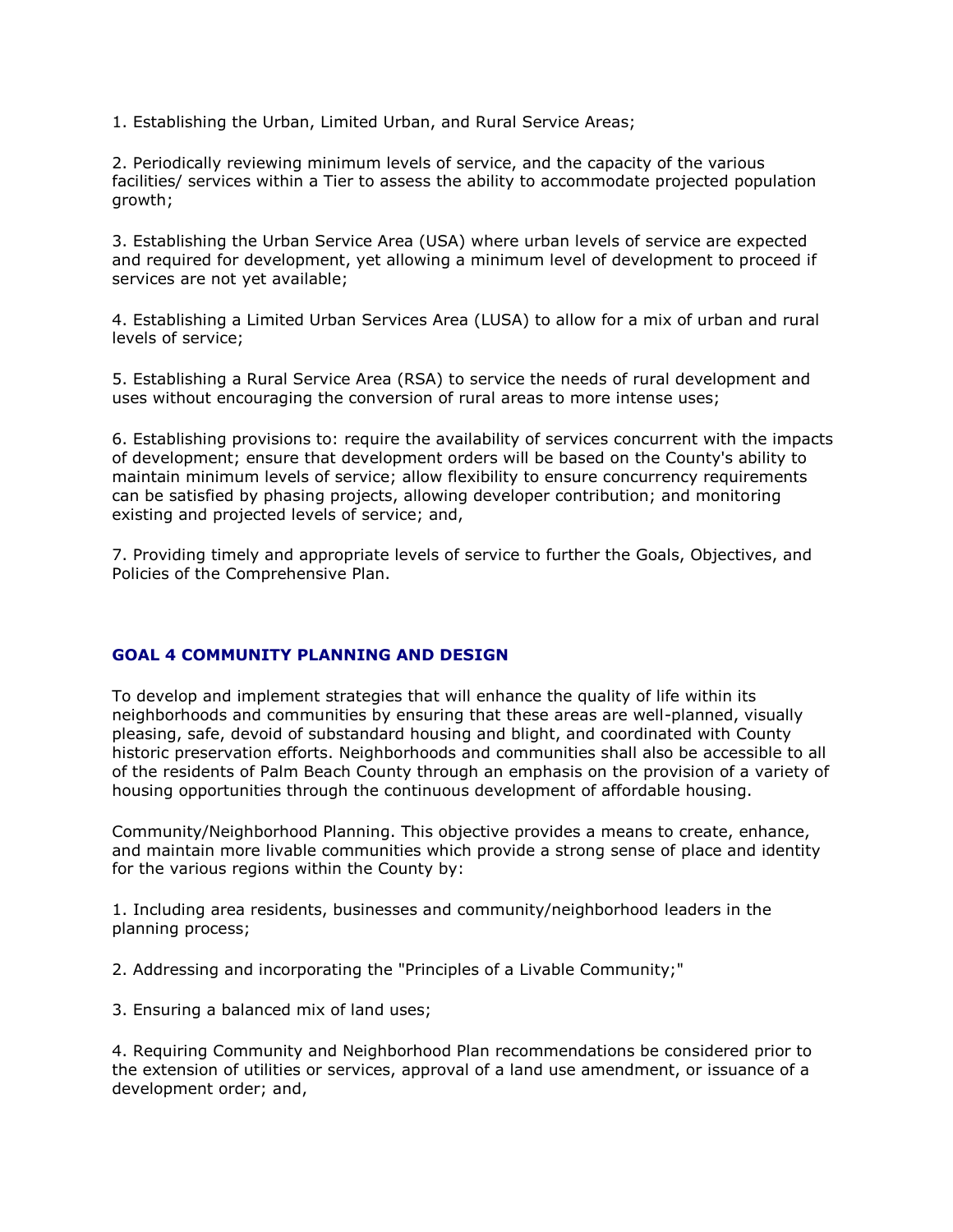1. Establishing the Urban, Limited Urban, and Rural Service Areas;

2. Periodically reviewing minimum levels of service, and the capacity of the various facilities/ services within a Tier to assess the ability to accommodate projected population growth;

3. Establishing the Urban Service Area (USA) where urban levels of service are expected and required for development, yet allowing a minimum level of development to proceed if services are not yet available;

4. Establishing a Limited Urban Services Area (LUSA) to allow for a mix of urban and rural levels of service;

5. Establishing a Rural Service Area (RSA) to service the needs of rural development and uses without encouraging the conversion of rural areas to more intense uses;

6. Establishing provisions to: require the availability of services concurrent with the impacts of development; ensure that development orders will be based on the County's ability to maintain minimum levels of service; allow flexibility to ensure concurrency requirements can be satisfied by phasing projects, allowing developer contribution; and monitoring existing and projected levels of service; and,

7. Providing timely and appropriate levels of service to further the Goals, Objectives, and Policies of the Comprehensive Plan.

## GOAL 4 COMMUNITY PLANNING AND DESIGN

To develop and implement strategies that will enhance the quality of life within its neighborhoods and communities by ensuring that these areas are well-planned, visually pleasing, safe, devoid of substandard housing and blight, and coordinated with County historic preservation efforts. Neighborhoods and communities shall also be accessible to all of the residents of Palm Beach County through an emphasis on the provision of a variety of housing opportunities through the continuous development of affordable housing.

Community/Neighborhood Planning. This objective provides a means to create, enhance, and maintain more livable communities which provide a strong sense of place and identity for the various regions within the County by:

1. Including area residents, businesses and community/neighborhood leaders in the planning process;

2. Addressing and incorporating the "Principles of a Livable Community;"

3. Ensuring a balanced mix of land uses;

4. Requiring Community and Neighborhood Plan recommendations be considered prior to the extension of utilities or services, approval of a land use amendment, or issuance of a development order; and,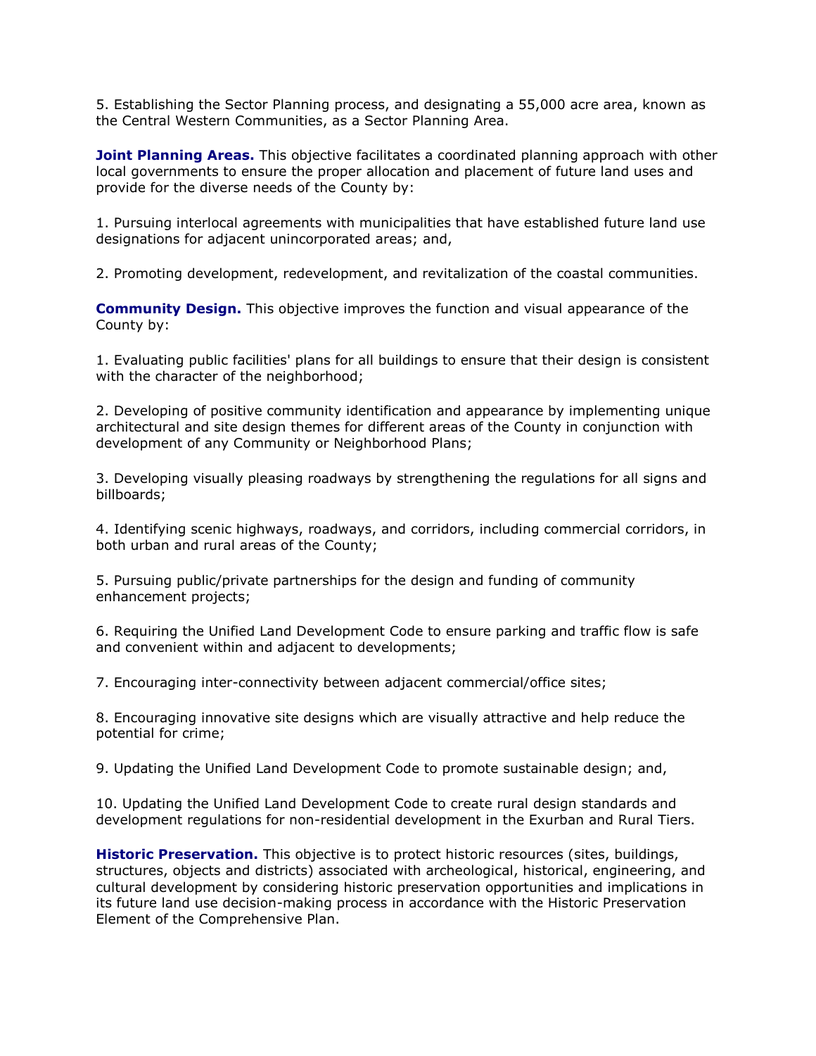5. Establishing the Sector Planning process, and designating a 55,000 acre area, known as the Central Western Communities, as a Sector Planning Area.

**Joint Planning Areas.** This objective facilitates a coordinated planning approach with other local governments to ensure the proper allocation and placement of future land uses and provide for the diverse needs of the County by:

1. Pursuing interlocal agreements with municipalities that have established future land use designations for adjacent unincorporated areas; and,

2. Promoting development, redevelopment, and revitalization of the coastal communities.

**Community Design.** This objective improves the function and visual appearance of the County by:

1. Evaluating public facilities' plans for all buildings to ensure that their design is consistent with the character of the neighborhood;

2. Developing of positive community identification and appearance by implementing unique architectural and site design themes for different areas of the County in conjunction with development of any Community or Neighborhood Plans;

3. Developing visually pleasing roadways by strengthening the regulations for all signs and billboards;

4. Identifying scenic highways, roadways, and corridors, including commercial corridors, in both urban and rural areas of the County;

5. Pursuing public/private partnerships for the design and funding of community enhancement projects;

6. Requiring the Unified Land Development Code to ensure parking and traffic flow is safe and convenient within and adjacent to developments;

7. Encouraging inter-connectivity between adjacent commercial/office sites;

8. Encouraging innovative site designs which are visually attractive and help reduce the potential for crime;

9. Updating the Unified Land Development Code to promote sustainable design; and,

10. Updating the Unified Land Development Code to create rural design standards and development regulations for non-residential development in the Exurban and Rural Tiers.

**Historic Preservation.** This objective is to protect historic resources (sites, buildings, structures, objects and districts) associated with archeological, historical, engineering, and cultural development by considering historic preservation opportunities and implications in its future land use decision-making process in accordance with the Historic Preservation Element of the Comprehensive Plan.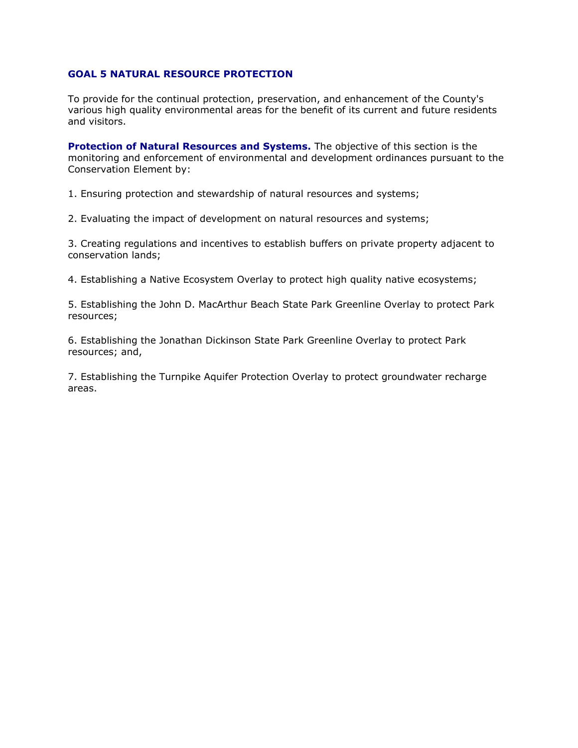## GOAL 5 NATURAL RESOURCE PROTECTION

To provide for the continual protection, preservation, and enhancement of the County's various high quality environmental areas for the benefit of its current and future residents and visitors.

**Protection of Natural Resources and Systems.** The objective of this section is the monitoring and enforcement of environmental and development ordinances pursuant to the Conservation Element by:

1. Ensuring protection and stewardship of natural resources and systems;

2. Evaluating the impact of development on natural resources and systems;

3. Creating regulations and incentives to establish buffers on private property adjacent to conservation lands;

4. Establishing a Native Ecosystem Overlay to protect high quality native ecosystems;

5. Establishing the John D. MacArthur Beach State Park Greenline Overlay to protect Park resources;

6. Establishing the Jonathan Dickinson State Park Greenline Overlay to protect Park resources; and,

7. Establishing the Turnpike Aquifer Protection Overlay to protect groundwater recharge areas.